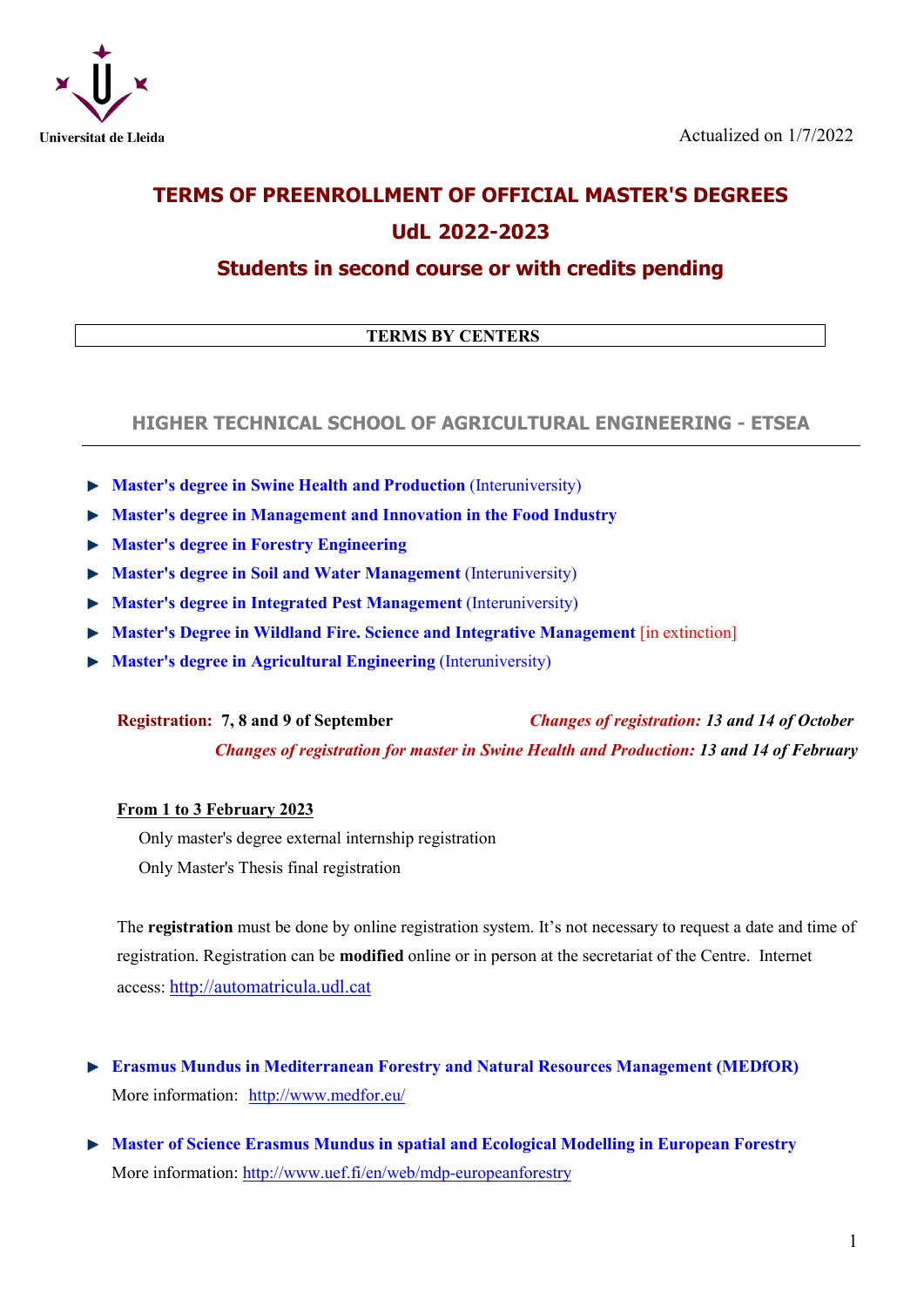Universitat de Lleida

Actualized on 1/7/2022

# TERMS OF PREENROLLMENT OF OFFICIAL MASTER'S DEGREES

## UdL 2022-2023

## Students in second course or with credits pending

**TERMS BY CENTERS**

## HIGHER TECHNICAL SCHOOL OF AGRICULTURAL ENGINEERING - ETSEA

- **Master's degree in Swine Health and Production** (Interuniversity)
- **Master's degree in Management and Innovation in the Food Industry**
- **Master's degree in Forestry Engineering**
- **Master's degree in Soil and Water Management** (Interuniversity)
- **Master's degree in Integrated Pest Management** (Interuniversity)
- **Master's Degree in Wildland Fire. Science and Integrative Management** [in extinction]
- **Master's degree in Agricultural Engineering** (Interuniversity)

**Registration: 7, 8 and 9 of September** *Changes of registration:* ***13 and 14 of October***

*Changes of registration for master in Swine Health and Production:* ***13 and 14 of February***

**From 1 to 3 February 2023**

Only master's degree external internship registration

Only Master's Thesis final registration

The **registration** must be done by online registration system. It's not necessary to request a date and time of registration. Registration can be **modified** online or in person at the secretariat of the Centre. Internet access: http://automatricula.udl.cat

- **Erasmus Mundus in Mediterranean Forestry and Natural Resources Management (MEDfOR)**
  More information: http://www.medfor.eu/

- **Master of Science Erasmus Mundus in spatial and Ecological Modelling in European Forestry**
  More information: http://www.uef.fi/en/web/mdp-europeanforestry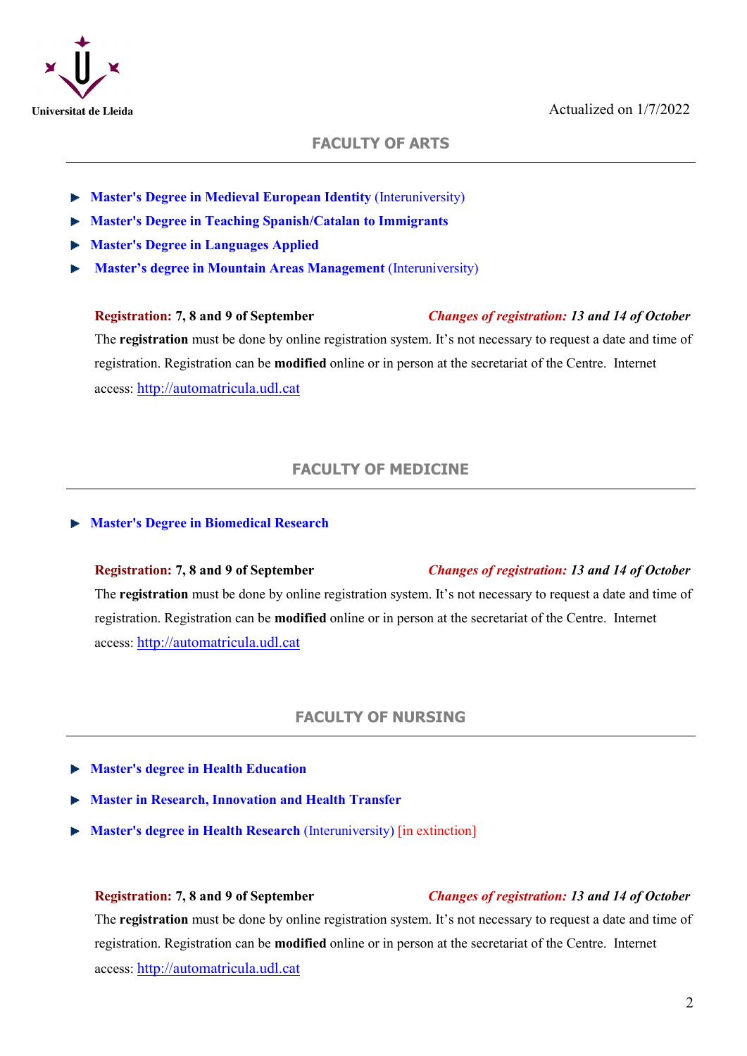Universitat de Lleida

Actualized on 1/7/2022

## FACULTY OF ARTS

- **Master's Degree in Medieval European Identity** (Interuniversity)
- **Master's Degree in Teaching Spanish/Catalan to Immigrants**
- **Master's Degree in Languages Applied**
- **Master's degree in Mountain Areas Management** (Interuniversity)

**Registration: 7, 8 and 9 of September** *__Changes of registration:__ 13 and 14 of October*

The **registration** must be done by online registration system. It's not necessary to request a date and time of registration. Registration can be **modified** online or in person at the secretariat of the Centre. Internet access: http://automatricula.udl.cat

## FACULTY OF MEDICINE

- **Master's Degree in Biomedical Research**

**Registration: 7, 8 and 9 of September** *__Changes of registration:__ 13 and 14 of October*

The **registration** must be done by online registration system. It's not necessary to request a date and time of registration. Registration can be **modified** online or in person at the secretariat of the Centre. Internet access: http://automatricula.udl.cat

## FACULTY OF NURSING

- **Master's degree in Health Education**
- **Master in Research, Innovation and Health Transfer**
- **Master's degree in Health Research** (Interuniversity) [in extinction]

**Registration: 7, 8 and 9 of September** *__Changes of registration:__ 13 and 14 of October*

The **registration** must be done by online registration system. It's not necessary to request a date and time of registration. Registration can be **modified** online or in person at the secretariat of the Centre. Internet access: http://automatricula.udl.cat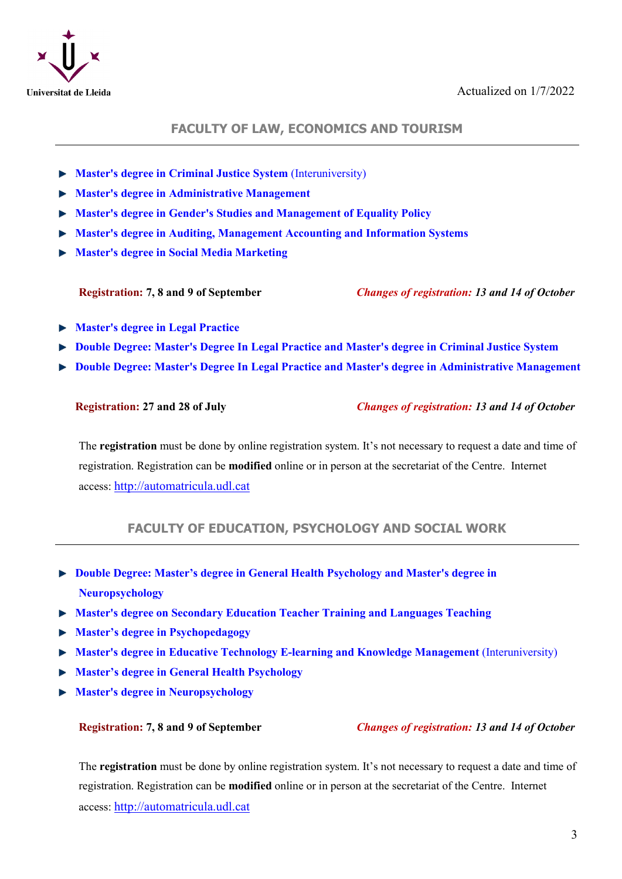Universitat de Lleida

Actualized on 1/7/2022

## FACULTY OF LAW, ECONOMICS AND TOURISM

- **Master's degree in Criminal Justice System** (Interuniversity)
- **Master's degree in Administrative Management**
- **Master's degree in Gender's Studies and Management of Equality Policy**
- **Master's degree in Auditing, Management Accounting and Information Systems**
- **Master's degree in Social Media Marketing**

**Registration: 7, 8 and 9 of September** *Changes of registration:* ***13 and 14 of October***

- **Master's degree in Legal Practice**
- **Double Degree: Master's Degree In Legal Practice and Master's degree in Criminal Justice System**
- **Double Degree: Master's Degree In Legal Practice and Master's degree in Administrative Management**

**Registration: 27 and 28 of July** *Changes of registration:* ***13 and 14 of October***

The **registration** must be done by online registration system. It's not necessary to request a date and time of registration. Registration can be **modified** online or in person at the secretariat of the Centre. Internet access: http://automatricula.udl.cat

## FACULTY OF EDUCATION, PSYCHOLOGY AND SOCIAL WORK

- **Double Degree: Master's degree in General Health Psychology and Master's degree in Neuropsychology**
- **Master's degree on Secondary Education Teacher Training and Languages Teaching**
- **Master's degree in Psychopedagogy**
- **Master's degree in Educative Technology E-learning and Knowledge Management** (Interuniversity)
- **Master's degree in General Health Psychology**
- **Master's degree in Neuropsychology**

**Registration: 7, 8 and 9 of September** *Changes of registration:* ***13 and 14 of October***

The **registration** must be done by online registration system. It's not necessary to request a date and time of registration. Registration can be **modified** online or in person at the secretariat of the Centre. Internet access: http://automatricula.udl.cat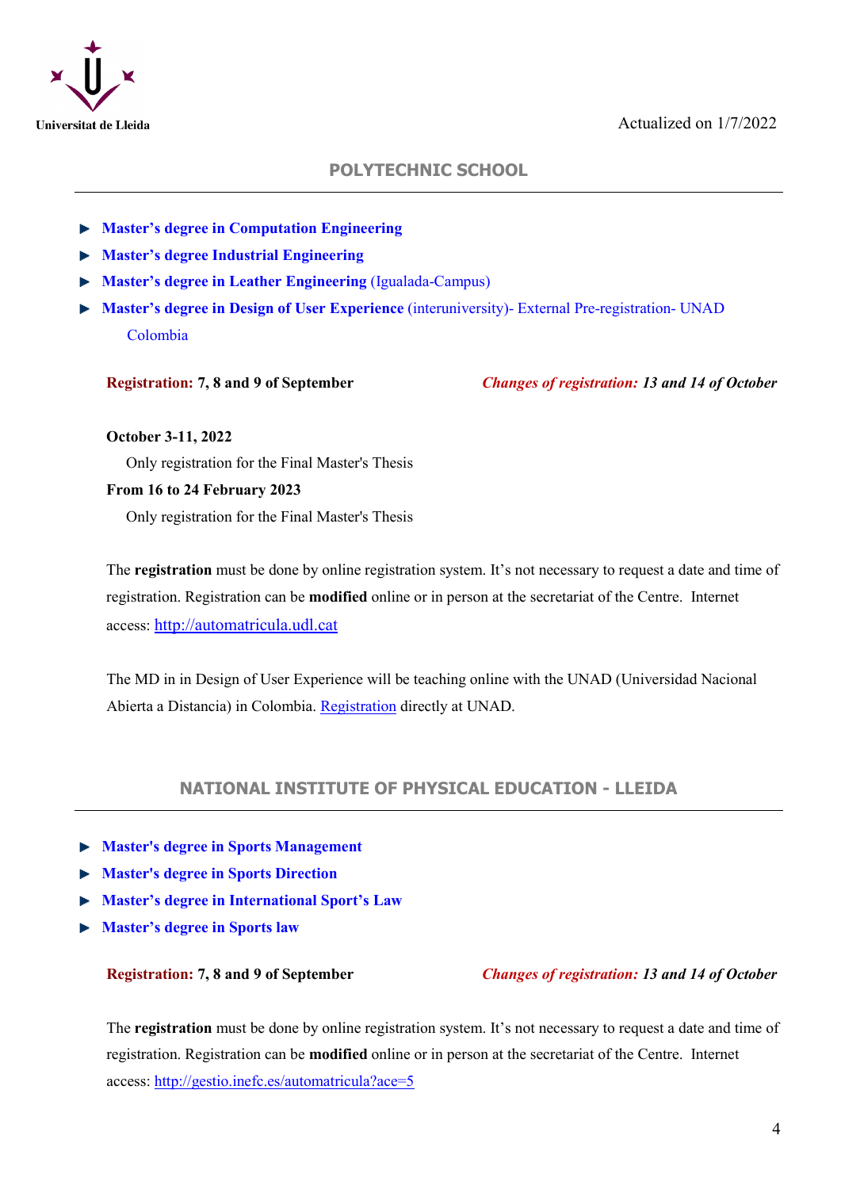Actualized on 1/7/2022

## POLYTECHNIC SCHOOL

- **Master's degree in Computation Engineering**
- **Master's degree Industrial Engineering**
- **Master's degree in Leather Engineering** (Igualada-Campus)
- **Master's degree in Design of User Experience** (interuniversity)- External Pre-registration- UNAD Colombia

**Registration: 7, 8 and 9 of September** ***Changes of registration: 13 and 14 of October***

**October 3-11, 2022**
Only registration for the Final Master's Thesis

**From 16 to 24 February 2023**
Only registration for the Final Master's Thesis

The **registration** must be done by online registration system. It's not necessary to request a date and time of registration. Registration can be **modified** online or in person at the secretariat of the Centre. Internet access: http://automatricula.udl.cat

The MD in in Design of User Experience will be teaching online with the UNAD (Universidad Nacional Abierta a Distancia) in Colombia. Registration directly at UNAD.

## NATIONAL INSTITUTE OF PHYSICAL EDUCATION - LLEIDA

- **Master's degree in Sports Management**
- **Master's degree in Sports Direction**
- **Master's degree in International Sport's Law**
- **Master's degree in Sports law**

**Registration: 7, 8 and 9 of September** ***Changes of registration: 13 and 14 of October***

The **registration** must be done by online registration system. It's not necessary to request a date and time of registration. Registration can be **modified** online or in person at the secretariat of the Centre. Internet access: http://gestio.inefc.es/automatricula?ace=5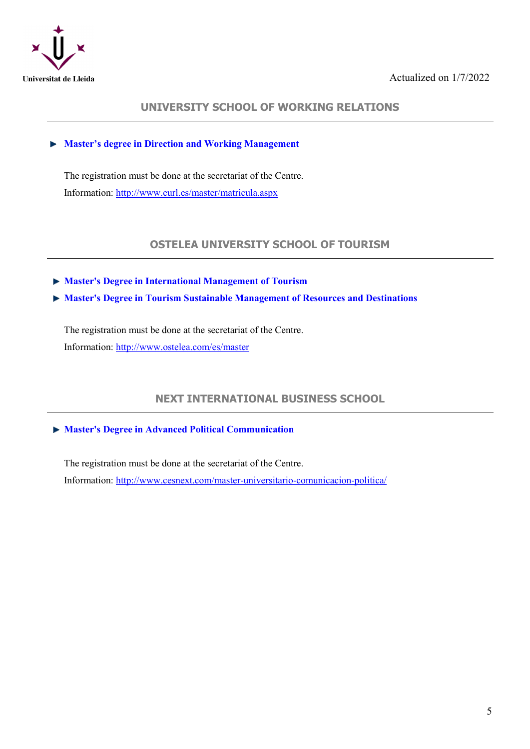## UNIVERSITY SCHOOL OF WORKING RELATIONS

- **Master's degree in Direction and Working Management**

The registration must be done at the secretariat of the Centre.
Information: http://www.eurl.es/master/matricula.aspx

## OSTELEA UNIVERSITY SCHOOL OF TOURISM

- **Master's Degree in International Management of Tourism**
- **Master's Degree in Tourism Sustainable Management of Resources and Destinations**

The registration must be done at the secretariat of the Centre.
Information: http://www.ostelea.com/es/master

## NEXT INTERNATIONAL BUSINESS SCHOOL

- **Master's Degree in Advanced Political Communication**

The registration must be done at the secretariat of the Centre.
Information: http://www.cesnext.com/master-universitario-comunicacion-politica/